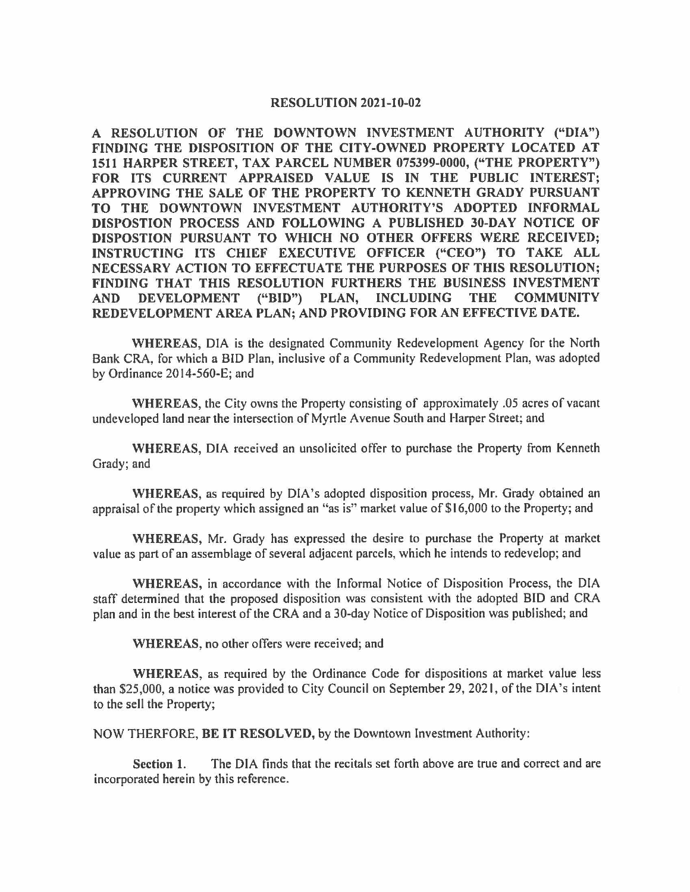# RESOLUTION 2021-10-02

**A RESOLUTION OF THE DOWNTOWN INVESTMENT AUTHORITY ("DIA") FINDING THE DISPOSITION OF THE CITY-OWNED PROPERTY LOCATED AT 1511 HARPER STREET, TAX PARCEL NUMBER 075399-0000, ("THE PROPERTY") FOR ITS CURRENT APPRAISED VALUE IS IN THE PUBLIC INTEREST; APPROVING THE SALE OF THE PROPERTY TO KENNETH GRADY PURSUANT TO THE DOWNTOWN INVESTMENT AUTHORITY'S ADOPTED INFORMAL DISPOSTION PROCESS AND FOLLOWING A PUBLISHED 30-DAY NOTICE OF DISPOSTION PURSUANT TO WHICH NO OTHER OFFERS WERE RECEIVED; INSTRUCTING ITS CHIEF EXECUTIVE OFFICER ("CEO") TO TAKE ALL NECESSARY ACTION TO EFFECTUATE THE PURPOSES OF THIS RESOLUTION; FINDING THAT THIS RESOLUTION FURTHERS THE BUSINESS INVESTMENT AND DEVELOPMENT ("BID") PLAN, INCLUDING THE COMMUNITY REDEVELOPMENT AREA PLAN; AND PROVIDING FOR AN EFFECTIVE DATE.**

**WHEREAS,** DIA is the designated Community Redevelopment Agency for the North Bank CRA, for which a BID Plan, inclusive of a Community Redevelopment Plan, was adopted by Ordinance 2014-560-E; and

**WHEREAS,** the City owns the Property consisting of approximately .05 acres of vacant undeveloped land near the intersection of Myrtle Avenue South and Harper Street; and

**WHEREAS,** DIA received an unsolicited offer to purchase the Property from Kenneth Grady; and

**WHEREAS,** as required by DIA's adopted disposition process, Mr. Grady obtained an appraisal of the property which assigned an "as is" market value of $16,000 to the Property; and

**WHEREAS,** Mr. Grady has expressed the desire to purchase the Property at market value as part of an assemblage of several adjacent parcels, which he intends to redevelop; and

**WHEREAS,** in accordance with the Informal Notice of Disposition Process, the DIA staff determined that the proposed disposition was consistent with the adopted BID and CRA plan and in the best interest of the CRA and a 30-day Notice of Disposition was published; and

**WHEREAS,** no other offers were received; and

**WHEREAS,** as required by the Ordinance Code for dispositions at market value less than $25,000, a notice was provided to City Council on September 29, 2021, of the DIA's intent to the sell the Property;

NOW THERFORE, **BE IT RESOLVED,** by the Downtown Investment Authority:

**Section 1.** The DIA finds that the recitals set forth above are true and correct and are incorporated herein by this reference.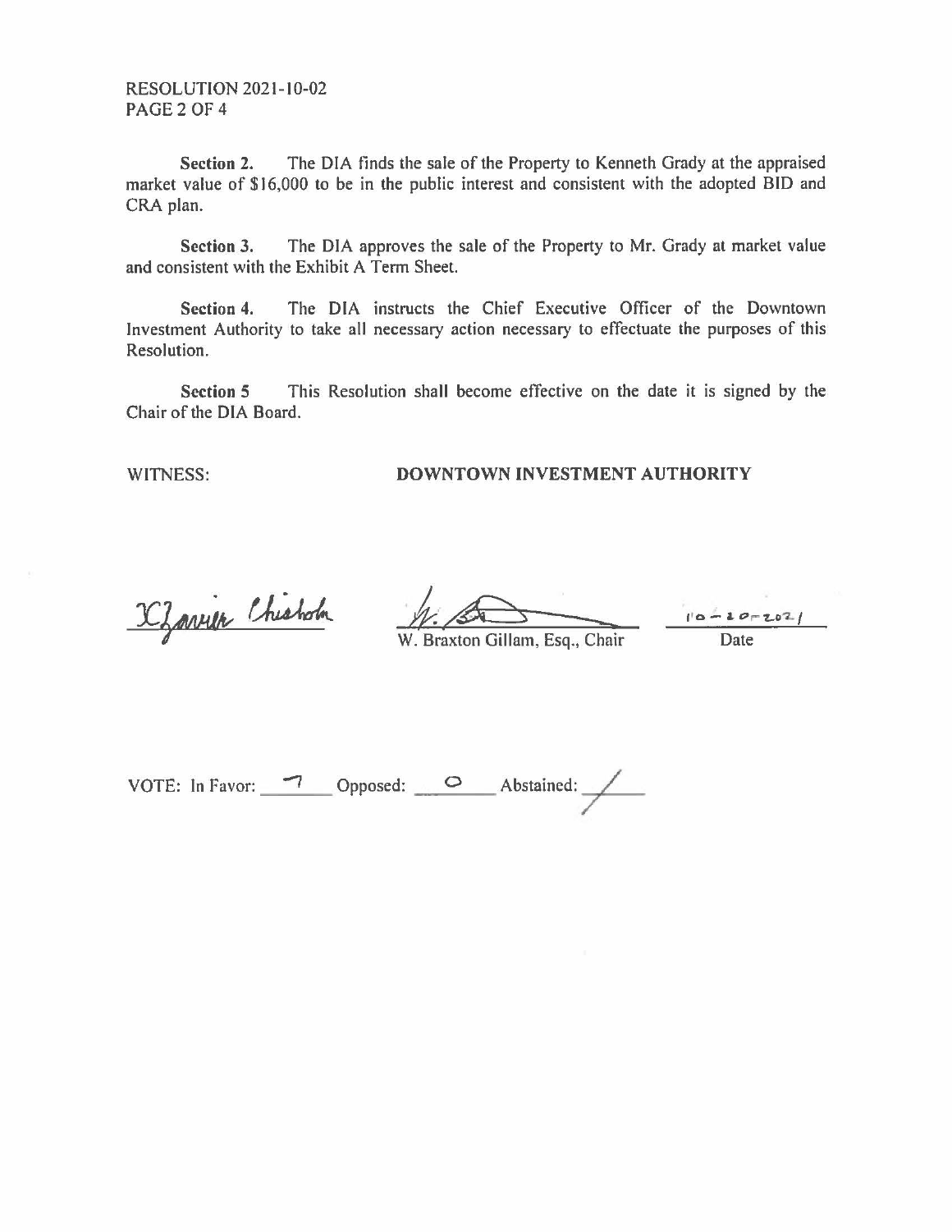RESOLUTION 2021-10-02

**Section 2.** The DIA finds the sale of the Property to Kenneth Grady at the appraised market value of $16,000 to be in the public interest and consistent with the adopted BID and CRA plan.

**Section 3.** The DIA approves the sale of the Property to Mr. Grady at market value and consistent with the Exhibit A Term Sheet.

**Section 4.** The DIA instructs the Chief Executive Officer of the Downtown Investment Authority to take all necessary action necessary to effectuate the purposes of this Resolution.

**Section 5** This Resolution shall become effective on the date it is signed by the Chair of the DIA Board.

WITNESS: **DOWNTOWN INVESTMENT AUTHORITY**

Xzavier Chisholm

W. Braxton Gillam, Esq., Chair

10-20-2021
Date

VOTE: In Favor: 7 Opposed: 0 Abstained: /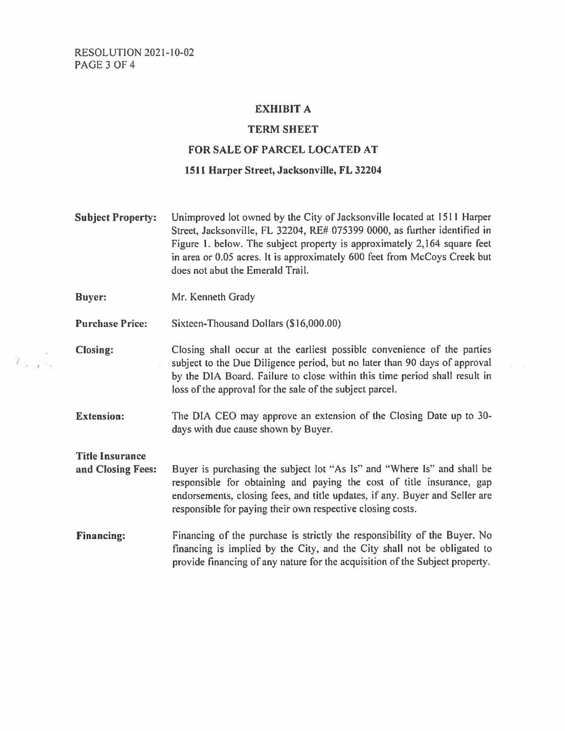# EXHIBIT A

## TERM SHEET

## FOR SALE OF PARCEL LOCATED AT

## 1511 Harper Street, Jacksonville, FL 32204

**Subject Property:** Unimproved lot owned by the City of Jacksonville located at 1511 Harper Street, Jacksonville, FL 32204, RE# 075399 0000, as further identified in Figure 1. below. The subject property is approximately 2,164 square feet in area or 0.05 acres. It is approximately 600 feet from McCoys Creek but does not abut the Emerald Trail.

**Buyer:** Mr. Kenneth Grady

**Purchase Price:** Sixteen-Thousand Dollars ($16,000.00)

**Closing:** Closing shall occur at the earliest possible convenience of the parties subject to the Due Diligence period, but no later than 90 days of approval by the DIA Board. Failure to close within this time period shall result in loss of the approval for the sale of the subject parcel.

**Extension:** The DIA CEO may approve an extension of the Closing Date up to 30-days with due cause shown by Buyer.

**Title Insurance and Closing Fees:** Buyer is purchasing the subject lot "As Is" and "Where Is" and shall be responsible for obtaining and paying the cost of title insurance, gap endorsements, closing fees, and title updates, if any. Buyer and Seller are responsible for paying their own respective closing costs.

**Financing:** Financing of the purchase is strictly the responsibility of the Buyer. No financing is implied by the City, and the City shall not be obligated to provide financing of any nature for the acquisition of the Subject property.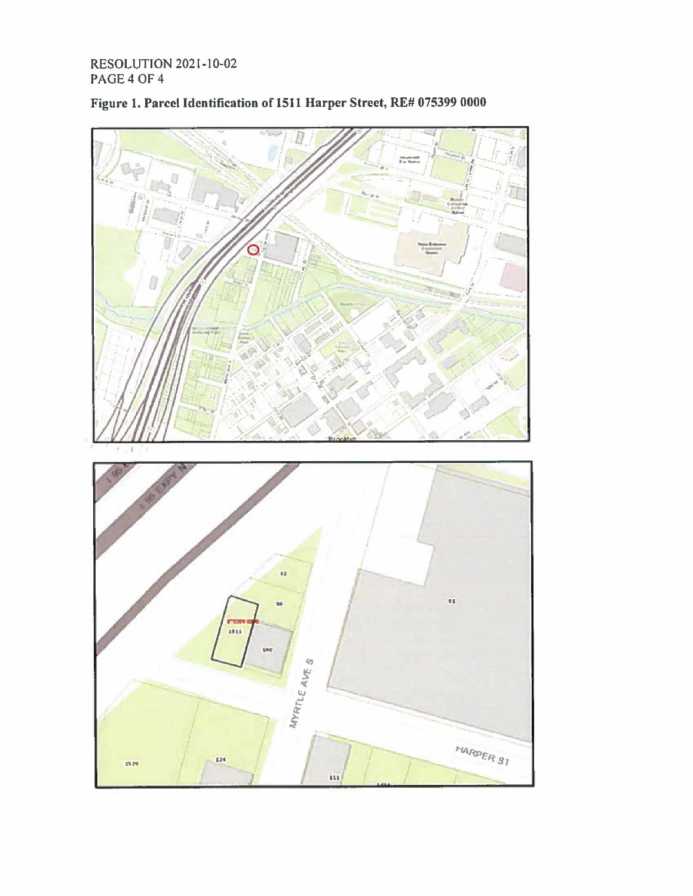**Figure 1. Parcel Identification of 1511 Harper Street, RE# 075399 0000**